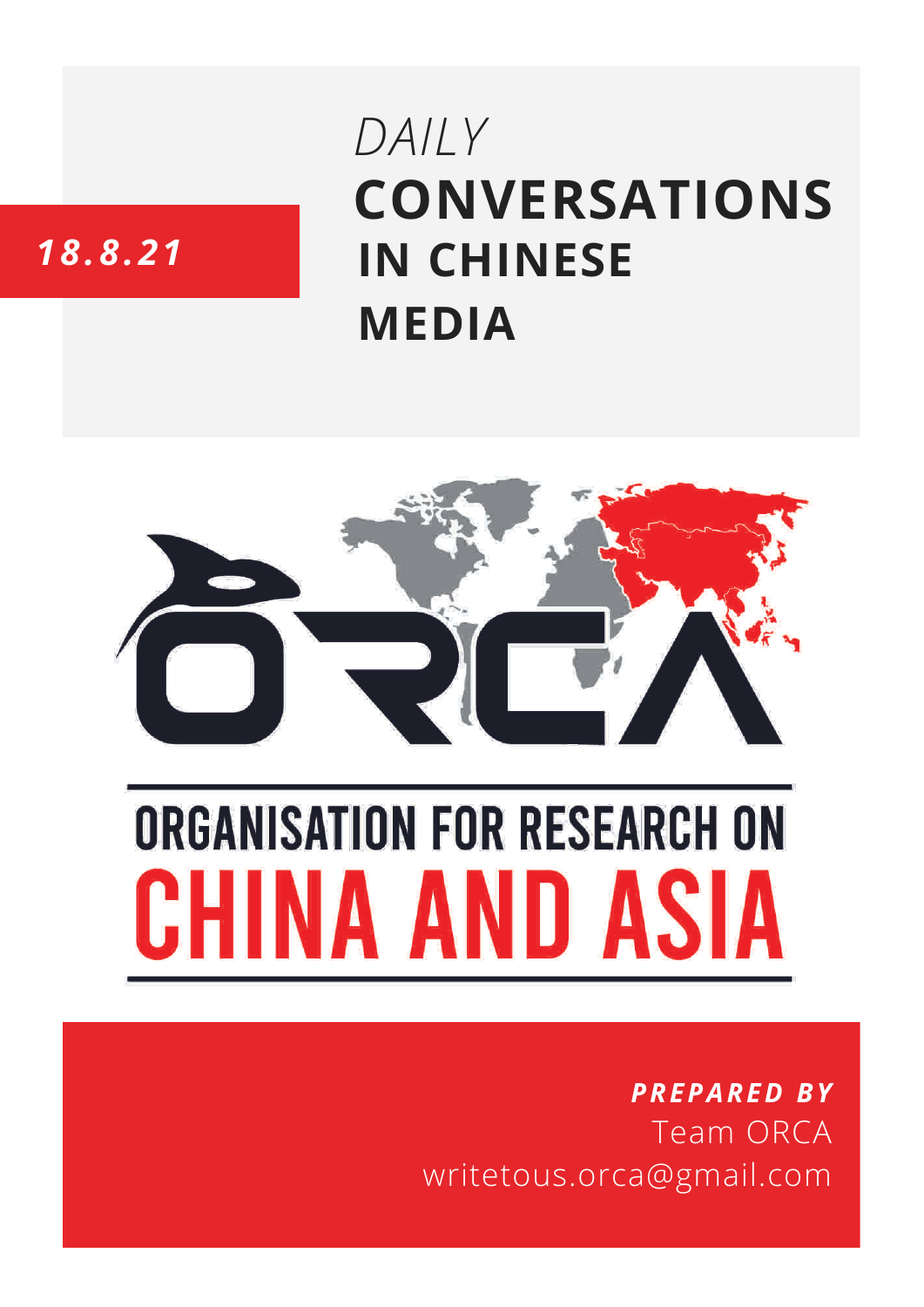*18.8.21*

# *DAILY* CONVERSATIONS IN CHINESE MEDIA

ORCA

ORGANISATION FOR RESEARCH ON CHINA AND ASIA

***PREPARED BY***
Team ORCA
writetous.orca@gmail.com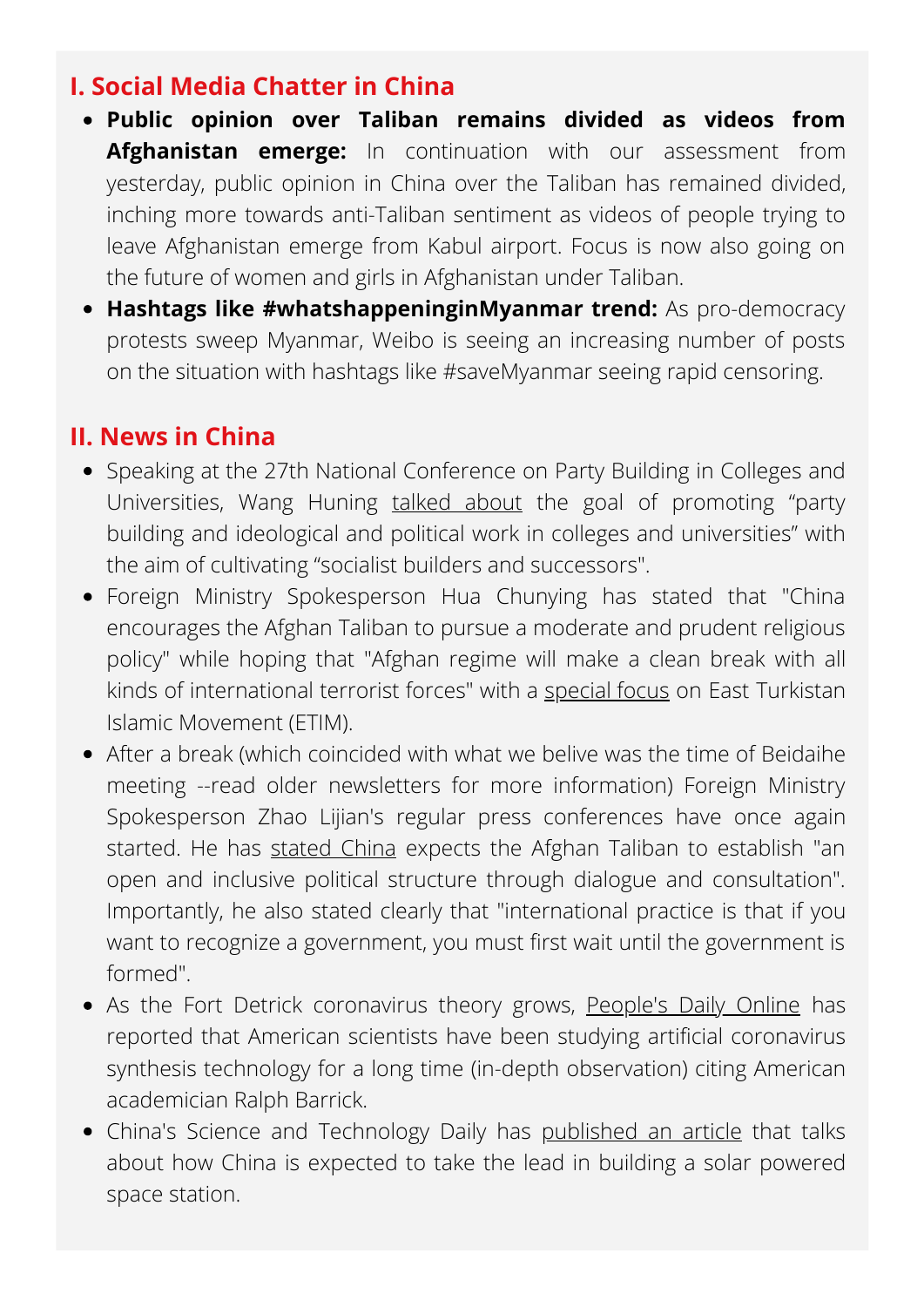## I. Social Media Chatter in China

- **Public opinion over Taliban remains divided as videos from Afghanistan emerge:** In continuation with our assessment from yesterday, public opinion in China over the Taliban has remained divided, inching more towards anti-Taliban sentiment as videos of people trying to leave Afghanistan emerge from Kabul airport. Focus is now also going on the future of women and girls in Afghanistan under Taliban.
- **Hashtags like #whatshappeninginMyanmar trend:** As pro-democracy protests sweep Myanmar, Weibo is seeing an increasing number of posts on the situation with hashtags like #saveMyanmar seeing rapid censoring.

## II. News in China

- Speaking at the 27th National Conference on Party Building in Colleges and Universities, Wang Huning talked about the goal of promoting "party building and ideological and political work in colleges and universities" with the aim of cultivating "socialist builders and successors".
- Foreign Ministry Spokesperson Hua Chunying has stated that "China encourages the Afghan Taliban to pursue a moderate and prudent religious policy" while hoping that "Afghan regime will make a clean break with all kinds of international terrorist forces" with a special focus on East Turkistan Islamic Movement (ETIM).
- After a break (which coincided with what we belive was the time of Beidaihe meeting --read older newsletters for more information) Foreign Ministry Spokesperson Zhao Lijian's regular press conferences have once again started. He has stated China expects the Afghan Taliban to establish "an open and inclusive political structure through dialogue and consultation". Importantly, he also stated clearly that "international practice is that if you want to recognize a government, you must first wait until the government is formed".
- As the Fort Detrick coronavirus theory grows, People's Daily Online has reported that American scientists have been studying artificial coronavirus synthesis technology for a long time (in-depth observation) citing American academician Ralph Barrick.
- China's Science and Technology Daily has published an article that talks about how China is expected to take the lead in building a solar powered space station.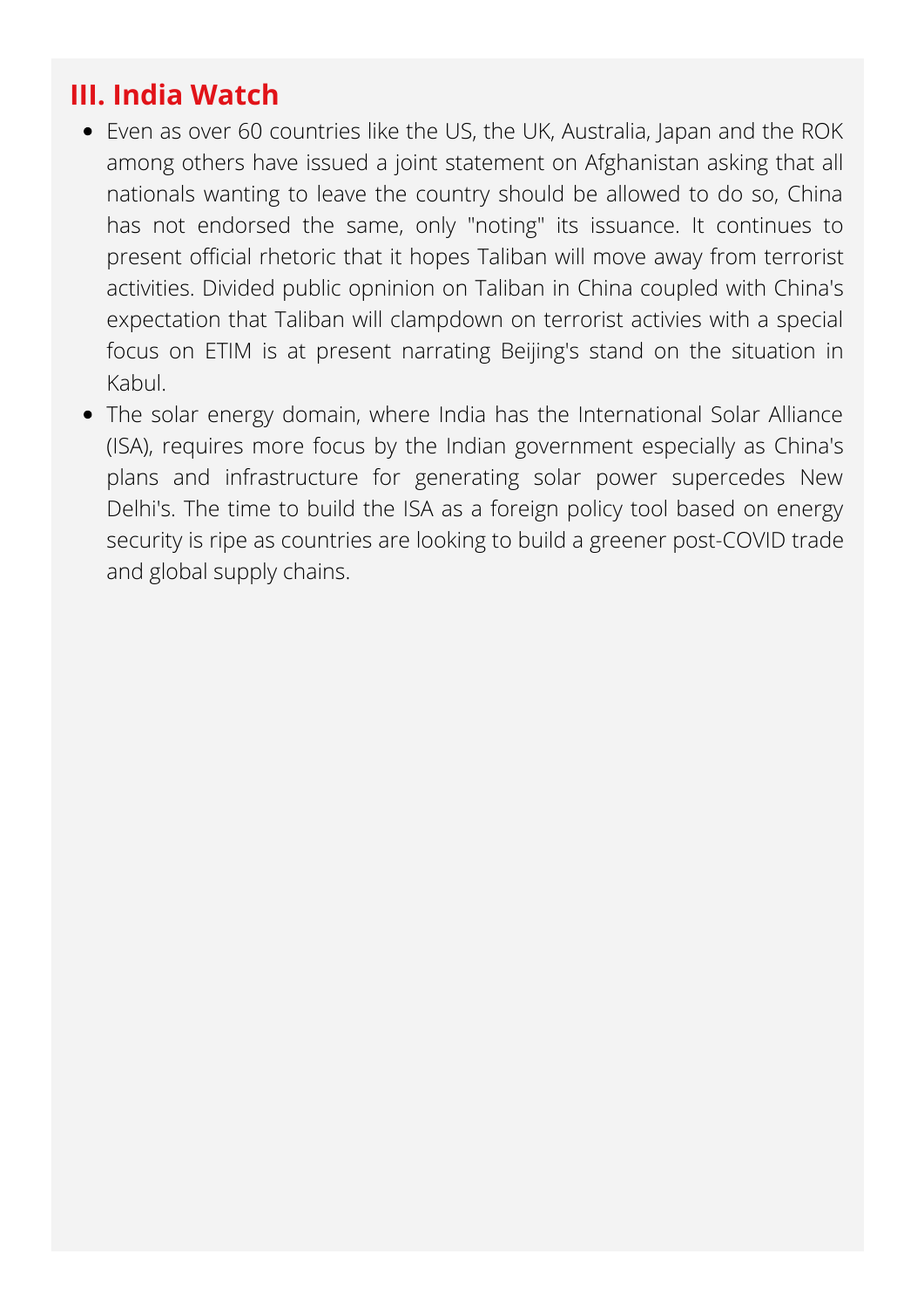## III. India Watch

- Even as over 60 countries like the US, the UK, Australia, Japan and the ROK among others have issued a joint statement on Afghanistan asking that all nationals wanting to leave the country should be allowed to do so, China has not endorsed the same, only "noting" its issuance. It continues to present official rhetoric that it hopes Taliban will move away from terrorist activities. Divided public opninion on Taliban in China coupled with China's expectation that Taliban will clampdown on terrorist activies with a special focus on ETIM is at present narrating Beijing's stand on the situation in Kabul.
- The solar energy domain, where India has the International Solar Alliance (ISA), requires more focus by the Indian government especially as China's plans and infrastructure for generating solar power supercedes New Delhi's. The time to build the ISA as a foreign policy tool based on energy security is ripe as countries are looking to build a greener post-COVID trade and global supply chains.